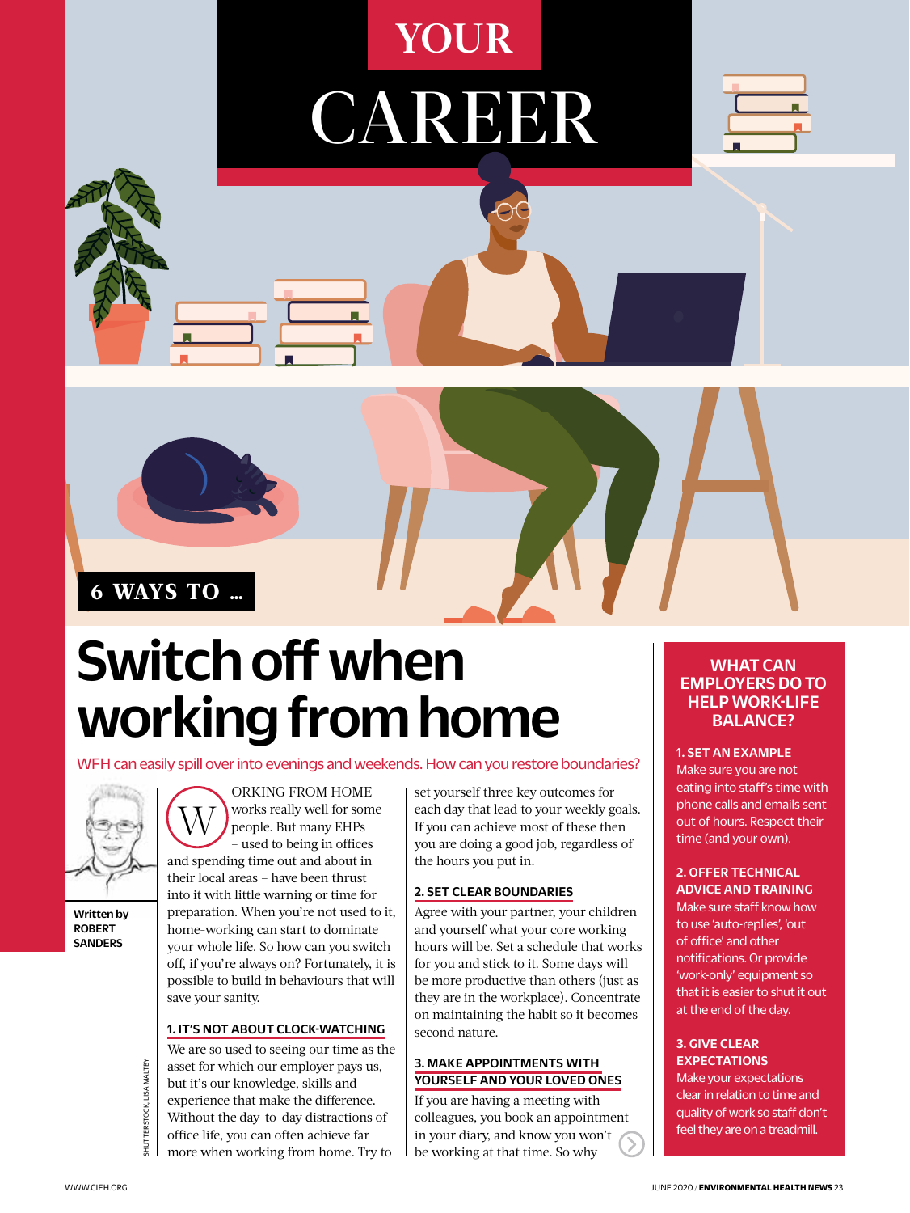# YOUR CAREER

6 WAYS TO …

# Switch off when working from home

WFH can easily spill over into evenings and weekends. How can you restore boundaries?

Written by ROBERT SANDERS

WORKING FROM HOME works really well for some people. But many EHPs – used to being in offices and spending time out and about in their local areas – have been thrust into it with little warning or time for preparation. When you're not used to it, home-working can start to dominate your whole life. So how can you switch off, if you're always on? Fortunately, it is possible to build in behaviours that will save your sanity.

### 1. IT'S NOT ABOUT CLOCK-WATCHING

We are so used to seeing our time as the asset for which our employer pays us, but it's our knowledge, skills and experience that make the difference. Without the day-to-day distractions of office life, you can often achieve far more when working from home. Try to set yourself three key outcomes for each day that lead to your weekly goals. If you can achieve most of these then you are doing a good job, regardless of the hours you put in.

### 2. SET CLEAR BOUNDARIES

Agree with your partner, your children and yourself what your core working hours will be. Set a schedule that works for you and stick to it. Some days will be more productive than others (just as they are in the workplace). Concentrate on maintaining the habit so it becomes second nature.

### 3. MAKE APPOINTMENTS WITH YOURSELF AND YOUR LOVED ONES

If you are having a meeting with colleagues, you book an appointment in your diary, and know you won't be working at that time. So why

SHUTTERSTOCK, LISA MALTBY

## WHAT CAN EMPLOYERS DO TO HELP WORK-LIFE BALANCE?

**1. SET AN EXAMPLE**
Make sure you are not eating into staff's time with phone calls and emails sent out of hours. Respect their time (and your own).

**2. OFFER TECHNICAL ADVICE AND TRAINING**
Make sure staff know how to use 'auto-replies', 'out of office' and other notifications. Or provide 'work-only' equipment so that it is easier to shut it out at the end of the day.

**3. GIVE CLEAR EXPECTATIONS**
Make your expectations clear in relation to time and quality of work so staff don't feel they are on a treadmill.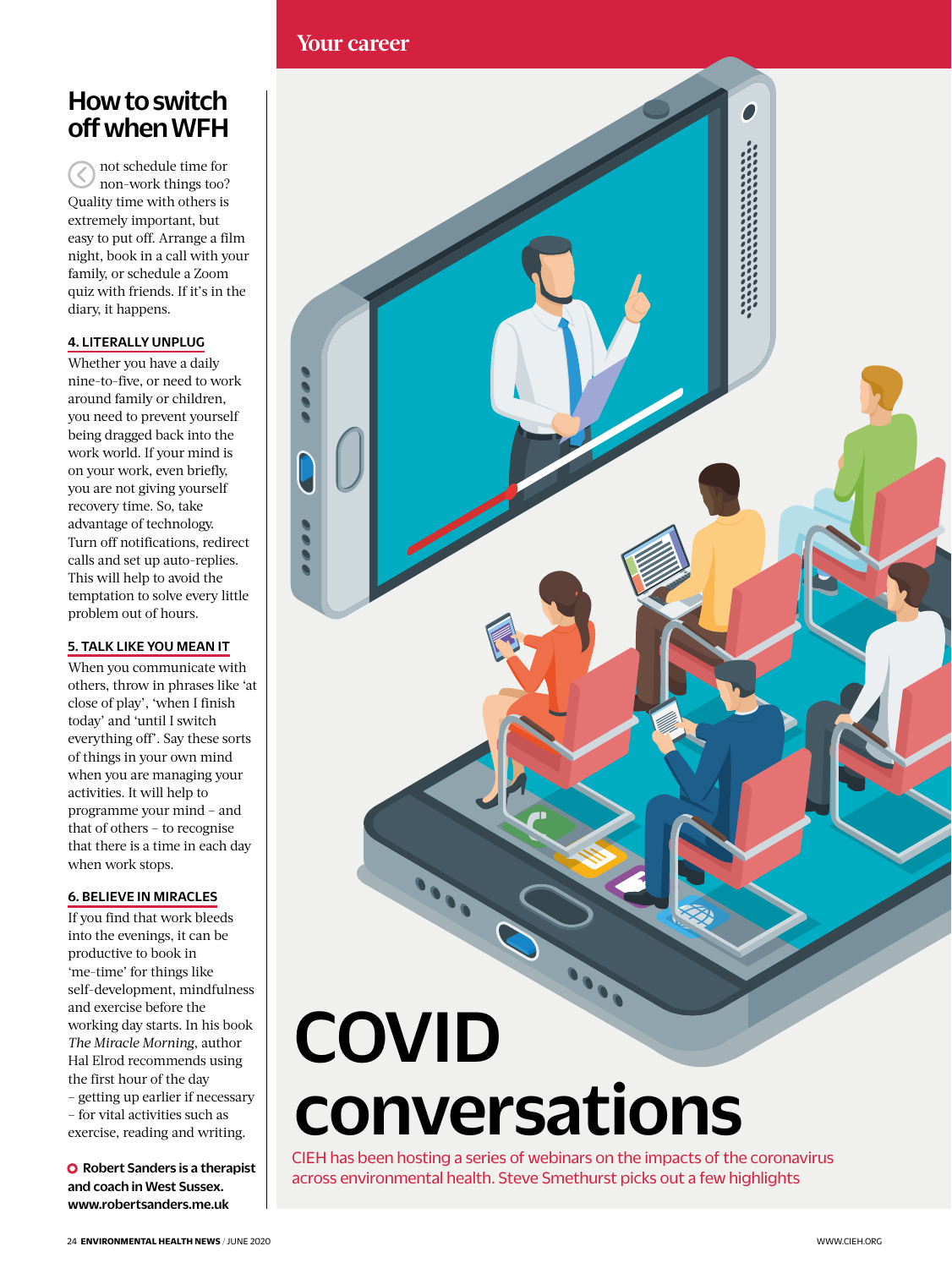## How to switch off when WFH

...not schedule time for non-work things too? Quality time with others is extremely important, but easy to put off. Arrange a film night, book in a call with your family, or schedule a Zoom quiz with friends. If it's in the diary, it happens.

### 4. LITERALLY UNPLUG

Whether you have a daily nine-to-five, or need to work around family or children, you need to prevent yourself being dragged back into the work world. If your mind is on your work, even briefly, you are not giving yourself recovery time. So, take advantage of technology. Turn off notifications, redirect calls and set up auto-replies. This will help to avoid the temptation to solve every little problem out of hours.

### 5. TALK LIKE YOU MEAN IT

When you communicate with others, throw in phrases like 'at close of play', 'when I finish today' and 'until I switch everything off'. Say these sorts of things in your own mind when you are managing your activities. It will help to programme your mind – and that of others – to recognise that there is a time in each day when work stops.

### 6. BELIEVE IN MIRACLES

If you find that work bleeds into the evenings, it can be productive to book in 'me-time' for things like self-development, mindfulness and exercise before the working day starts. In his book *The Miracle Morning*, author Hal Elrod recommends using the first hour of the day – getting up earlier if necessary – for vital activities such as exercise, reading and writing.

**Robert Sanders is a therapist and coach in West Sussex. www.robertsanders.me.uk**

# COVID conversations

CIEH has been hosting a series of webinars on the impacts of the coronavirus across environmental health. Steve Smethurst picks out a few highlights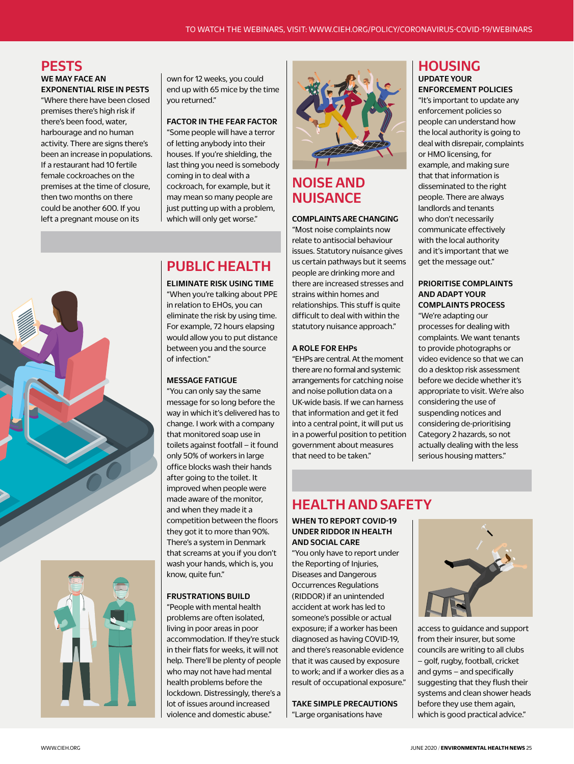## PESTS

**WE MAY FACE AN EXPONENTIAL RISE IN PESTS**

"Where there have been closed premises there's high risk if there's been food, water, harbourage and no human activity. There are signs there's been an increase in populations. If a restaurant had 10 fertile female cockroaches on the premises at the time of closure, then two months on there could be another 600. If you left a pregnant mouse on its own for 12 weeks, you could end up with 65 mice by the time you returned."

**FACTOR IN THE FEAR FACTOR**

"Some people will have a terror of letting anybody into their houses. If you're shielding, the last thing you need is somebody coming in to deal with a cockroach, for example, but it may mean so many people are just putting up with a problem, which will only get worse."

## NOISE AND NUISANCE

**COMPLAINTS ARE CHANGING**

"Most noise complaints now relate to antisocial behaviour issues. Statutory nuisance gives us certain pathways but it seems people are drinking more and there are increased stresses and strains within homes and relationships. This stuff is quite difficult to deal with within the statutory nuisance approach."

**A ROLE FOR EHPs**

"EHPs are central. At the moment there are no formal and systemic arrangements for catching noise and noise pollution data on a UK-wide basis. If we can harness that information and get it fed into a central point, it will put us in a powerful position to petition government about measures that need to be taken."

## HOUSING

**UPDATE YOUR ENFORCEMENT POLICIES**

"It's important to update any enforcement policies so people can understand how the local authority is going to deal with disrepair, complaints or HMO licensing, for example, and making sure that that information is disseminated to the right people. There are always landlords and tenants who don't necessarily communicate effectively with the local authority and it's important that we get the message out."

**PRIORITISE COMPLAINTS AND ADAPT YOUR COMPLAINTS PROCESS**

"We're adapting our processes for dealing with complaints. We want tenants to provide photographs or video evidence so that we can do a desktop risk assessment before we decide whether it's appropriate to visit. We're also considering the use of suspending notices and considering de-prioritising Category 2 hazards, so not actually dealing with the less serious housing matters."

## PUBLIC HEALTH

**ELIMINATE RISK USING TIME**

"When you're talking about PPE in relation to EHOs, you can eliminate the risk by using time. For example, 72 hours elapsing would allow you to put distance between you and the source of infection."

**MESSAGE FATIGUE**

"You can only say the same message for so long before the way in which it's delivered has to change. I work with a company that monitored soap use in toilets against footfall – it found only 50% of workers in large office blocks wash their hands after going to the toilet. It improved when people were made aware of the monitor, and when they made it a competition between the floors they got it to more than 90%. There's a system in Denmark that screams at you if you don't wash your hands, which is, you know, quite fun."

**FRUSTRATIONS BUILD**

"People with mental health problems are often isolated, living in poor areas in poor accommodation. If they're stuck in their flats for weeks, it will not help. There'll be plenty of people who may not have had mental health problems before the lockdown. Distressingly, there's a lot of issues around increased violence and domestic abuse."

## HEALTH AND SAFETY

**WHEN TO REPORT COVID-19 UNDER RIDDOR IN HEALTH AND SOCIAL CARE**

"You only have to report under the Reporting of Injuries, Diseases and Dangerous Occurrences Regulations (RIDDOR) if an unintended accident at work has led to someone's possible or actual exposure; if a worker has been diagnosed as having COVID-19, and there's reasonable evidence that it was caused by exposure to work; and if a worker dies as a result of occupational exposure."

**TAKE SIMPLE PRECAUTIONS**

"Large organisations have access to guidance and support from their insurer, but some councils are writing to all clubs – golf, rugby, football, cricket and gyms – and specifically suggesting that they flush their systems and clean shower heads before they use them again, which is good practical advice."